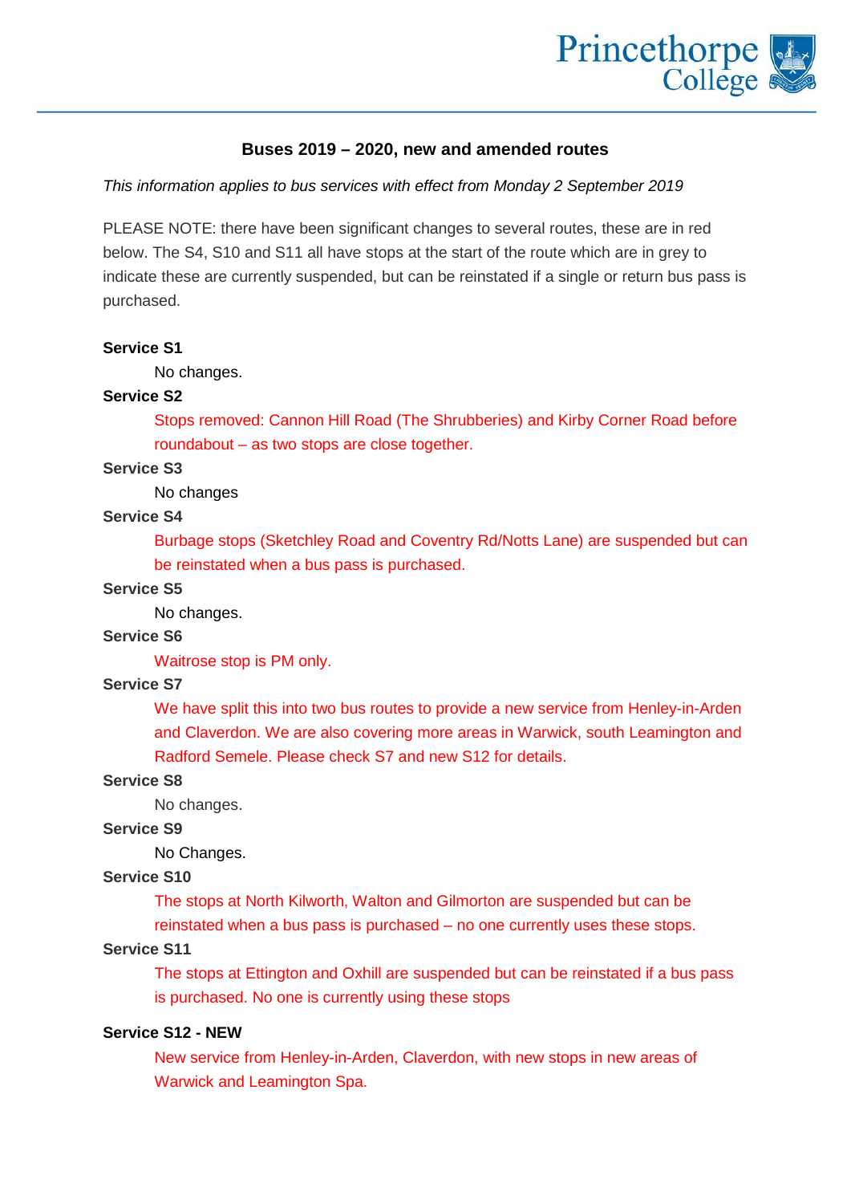# Buses 2019 – 2020, new and amended routes

*This information applies to bus services with effect from Monday 2 September 2019*

PLEASE NOTE: there have been significant changes to several routes, these are in red below. The S4, S10 and S11 all have stops at the start of the route which are in grey to indicate these are currently suspended, but can be reinstated if a single or return bus pass is purchased.

**Service S1**

No changes.

**Service S2**

Stops removed: Cannon Hill Road (The Shrubberies) and Kirby Corner Road before roundabout – as two stops are close together.

**Service S3**

No changes

**Service S4**

Burbage stops (Sketchley Road and Coventry Rd/Notts Lane) are suspended but can be reinstated when a bus pass is purchased.

**Service S5**

No changes.

**Service S6**

Waitrose stop is PM only.

**Service S7**

We have split this into two bus routes to provide a new service from Henley-in-Arden and Claverdon. We are also covering more areas in Warwick, south Leamington and Radford Semele. Please check S7 and new S12 for details.

**Service S8**

No changes.

**Service S9**

No Changes.

**Service S10**

The stops at North Kilworth, Walton and Gilmorton are suspended but can be reinstated when a bus pass is purchased – no one currently uses these stops.

**Service S11**

The stops at Ettington and Oxhill are suspended but can be reinstated if a bus pass is purchased. No one is currently using these stops

**Service S12 - NEW**

New service from Henley-in-Arden, Claverdon, with new stops in new areas of Warwick and Leamington Spa.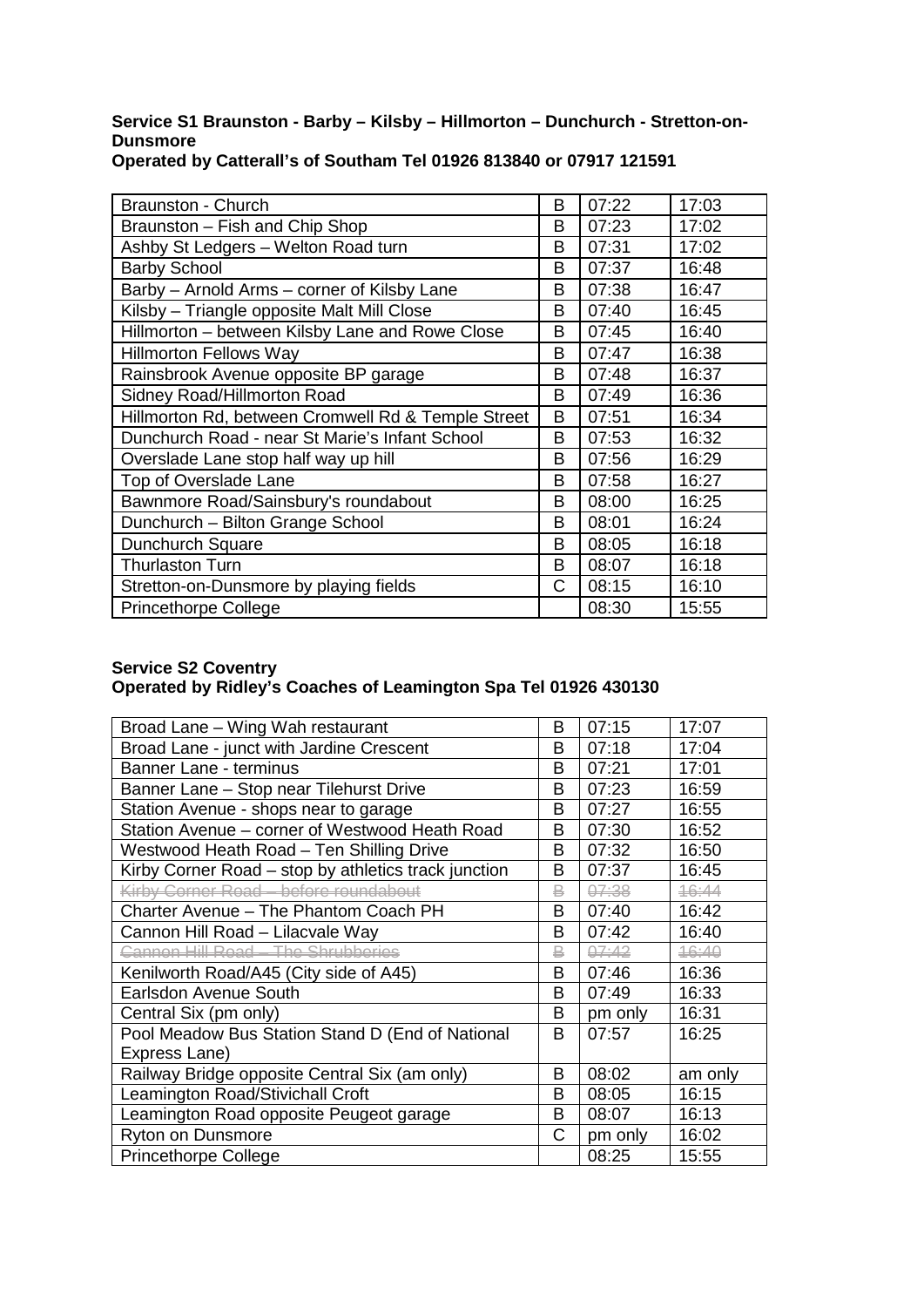**Service S1 Braunston - Barby – Kilsby – Hillmorton – Dunchurch - Stretton-on-Dunsmore**
**Operated by Catterall's of Southam Tel 01926 813840 or 07917 121591**

| | | | |
|---|---|---|---|
| Braunston - Church | B | 07:22 | 17:03 |
| Braunston – Fish and Chip Shop | B | 07:23 | 17:02 |
| Ashby St Ledgers – Welton Road turn | B | 07:31 | 17:02 |
| Barby School | B | 07:37 | 16:48 |
| Barby – Arnold Arms – corner of Kilsby Lane | B | 07:38 | 16:47 |
| Kilsby – Triangle opposite Malt Mill Close | B | 07:40 | 16:45 |
| Hillmorton – between Kilsby Lane and Rowe Close | B | 07:45 | 16:40 |
| Hillmorton Fellows Way | B | 07:47 | 16:38 |
| Rainsbrook Avenue opposite BP garage | B | 07:48 | 16:37 |
| Sidney Road/Hillmorton Road | B | 07:49 | 16:36 |
| Hillmorton Rd, between Cromwell Rd & Temple Street | B | 07:51 | 16:34 |
| Dunchurch Road - near St Marie's Infant School | B | 07:53 | 16:32 |
| Overslade Lane stop half way up hill | B | 07:56 | 16:29 |
| Top of Overslade Lane | B | 07:58 | 16:27 |
| Bawnmore Road/Sainsbury's roundabout | B | 08:00 | 16:25 |
| Dunchurch – Bilton Grange School | B | 08:01 | 16:24 |
| Dunchurch Square | B | 08:05 | 16:18 |
| Thurlaston Turn | B | 08:07 | 16:18 |
| Stretton-on-Dunsmore by playing fields | C | 08:15 | 16:10 |
| Princethorpe College | | 08:30 | 15:55 |

**Service S2 Coventry**
**Operated by Ridley's Coaches of Leamington Spa Tel 01926 430130**

| | | | |
|---|---|---|---|
| Broad Lane – Wing Wah restaurant | B | 07:15 | 17:07 |
| Broad Lane - junct with Jardine Crescent | B | 07:18 | 17:04 |
| Banner Lane - terminus | B | 07:21 | 17:01 |
| Banner Lane – Stop near Tilehurst Drive | B | 07:23 | 16:59 |
| Station Avenue - shops near to garage | B | 07:27 | 16:55 |
| Station Avenue – corner of Westwood Heath Road | B | 07:30 | 16:52 |
| Westwood Heath Road – Ten Shilling Drive | B | 07:32 | 16:50 |
| Kirby Corner Road – stop by athletics track junction | B | 07:37 | 16:45 |
| ~~Kirby Corner Road – before roundabout~~ | ~~B~~ | ~~07:38~~ | ~~16:44~~ |
| Charter Avenue – The Phantom Coach PH | B | 07:40 | 16:42 |
| Cannon Hill Road – Lilacvale Way | B | 07:42 | 16:40 |
| ~~Cannon Hill Road – The Shrubberies~~ | ~~B~~ | ~~07:42~~ | ~~16:40~~ |
| Kenilworth Road/A45 (City side of A45) | B | 07:46 | 16:36 |
| Earlsdon Avenue South | B | 07:49 | 16:33 |
| Central Six (pm only) | B | pm only | 16:31 |
| Pool Meadow Bus Station Stand D (End of National Express Lane) | B | 07:57 | 16:25 |
| Railway Bridge opposite Central Six (am only) | B | 08:02 | am only |
| Leamington Road/Stivichall Croft | B | 08:05 | 16:15 |
| Leamington Road opposite Peugeot garage | B | 08:07 | 16:13 |
| Ryton on Dunsmore | C | pm only | 16:02 |
| Princethorpe College | | 08:25 | 15:55 |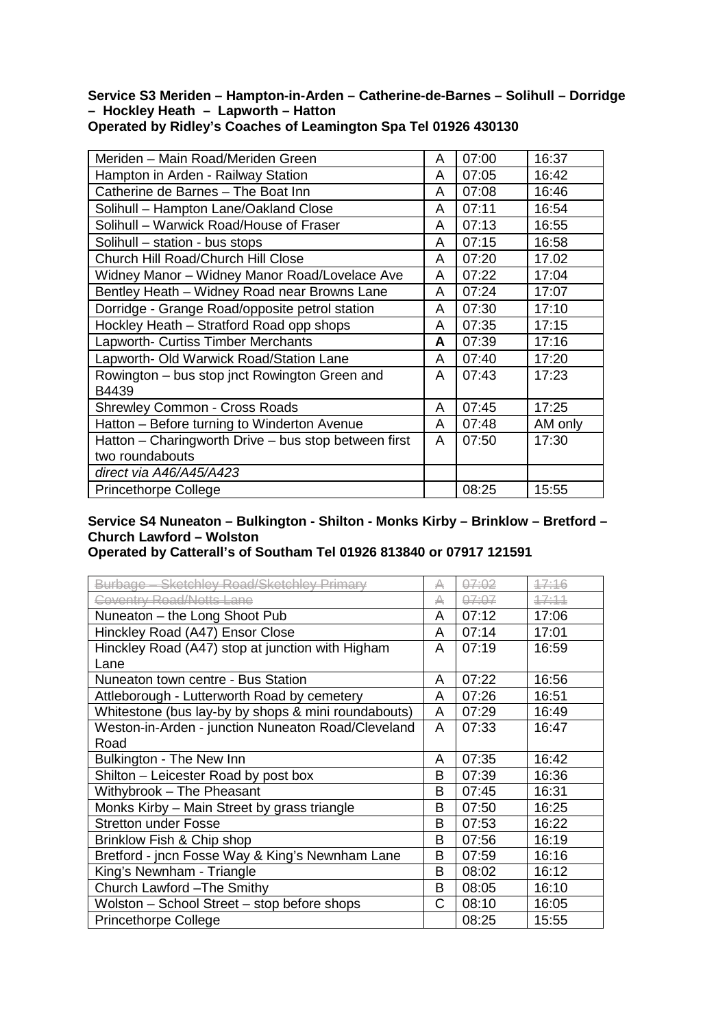**Service S3 Meriden – Hampton-in-Arden – Catherine-de-Barnes – Solihull – Dorridge – Hockley Heath – Lapworth – Hatton**
**Operated by Ridley's Coaches of Leamington Spa Tel 01926 430130**

| Stop | | AM | PM |
|---|---|---|---|
| Meriden – Main Road/Meriden Green | A | 07:00 | 16:37 |
| Hampton in Arden - Railway Station | A | 07:05 | 16:42 |
| Catherine de Barnes – The Boat Inn | A | 07:08 | 16:46 |
| Solihull – Hampton Lane/Oakland Close | A | 07:11 | 16:54 |
| Solihull – Warwick Road/House of Fraser | A | 07:13 | 16:55 |
| Solihull – station - bus stops | A | 07:15 | 16:58 |
| Church Hill Road/Church Hill Close | A | 07:20 | 17.02 |
| Widney Manor – Widney Manor Road/Lovelace Ave | A | 07:22 | 17:04 |
| Bentley Heath – Widney Road near Browns Lane | A | 07:24 | 17:07 |
| Dorridge - Grange Road/opposite petrol station | A | 07:30 | 17:10 |
| Hockley Heath – Stratford Road opp shops | A | 07:35 | 17:15 |
| Lapworth- Curtiss Timber Merchants | **A** | 07:39 | 17:16 |
| Lapworth- Old Warwick Road/Station Lane | A | 07:40 | 17:20 |
| Rowington – bus stop jnct Rowington Green and B4439 | A | 07:43 | 17:23 |
| Shrewley Common - Cross Roads | A | 07:45 | 17:25 |
| Hatton – Before turning to Winderton Avenue | A | 07:48 | AM only |
| Hatton – Charingworth Drive – bus stop between first two roundabouts | A | 07:50 | 17:30 |
| *direct via A46/A45/A423* | | | |
| Princethorpe College | | 08:25 | 15:55 |

**Service S4 Nuneaton – Bulkington - Shilton - Monks Kirby – Brinklow – Bretford – Church Lawford – Wolston**
**Operated by Catterall's of Southam Tel 01926 813840 or 07917 121591**

| Stop | | AM | PM |
|---|---|---|---|
| ~~Burbage – Sketchley Road/Sketchley Primary~~ | ~~A~~ | ~~07:02~~ | ~~17:16~~ |
| ~~Coventry Road/Notts Lane~~ | ~~A~~ | ~~07:07~~ | ~~17:11~~ |
| Nuneaton – the Long Shoot Pub | A | 07:12 | 17:06 |
| Hinckley Road (A47) Ensor Close | A | 07:14 | 17:01 |
| Hinckley Road (A47) stop at junction with Higham Lane | A | 07:19 | 16:59 |
| Nuneaton town centre - Bus Station | A | 07:22 | 16:56 |
| Attleborough - Lutterworth Road by cemetery | A | 07:26 | 16:51 |
| Whitestone (bus lay-by by shops & mini roundabouts) | A | 07:29 | 16:49 |
| Weston-in-Arden - junction Nuneaton Road/Cleveland Road | A | 07:33 | 16:47 |
| Bulkington - The New Inn | A | 07:35 | 16:42 |
| Shilton – Leicester Road by post box | B | 07:39 | 16:36 |
| Withybrook – The Pheasant | B | 07:45 | 16:31 |
| Monks Kirby – Main Street by grass triangle | B | 07:50 | 16:25 |
| Stretton under Fosse | B | 07:53 | 16:22 |
| Brinklow Fish & Chip shop | B | 07:56 | 16:19 |
| Bretford - jncn Fosse Way & King's Newnham Lane | B | 07:59 | 16:16 |
| King's Newnham - Triangle | B | 08:02 | 16:12 |
| Church Lawford –The Smithy | B | 08:05 | 16:10 |
| Wolston – School Street – stop before shops | C | 08:10 | 16:05 |
| Princethorpe College | | 08:25 | 15:55 |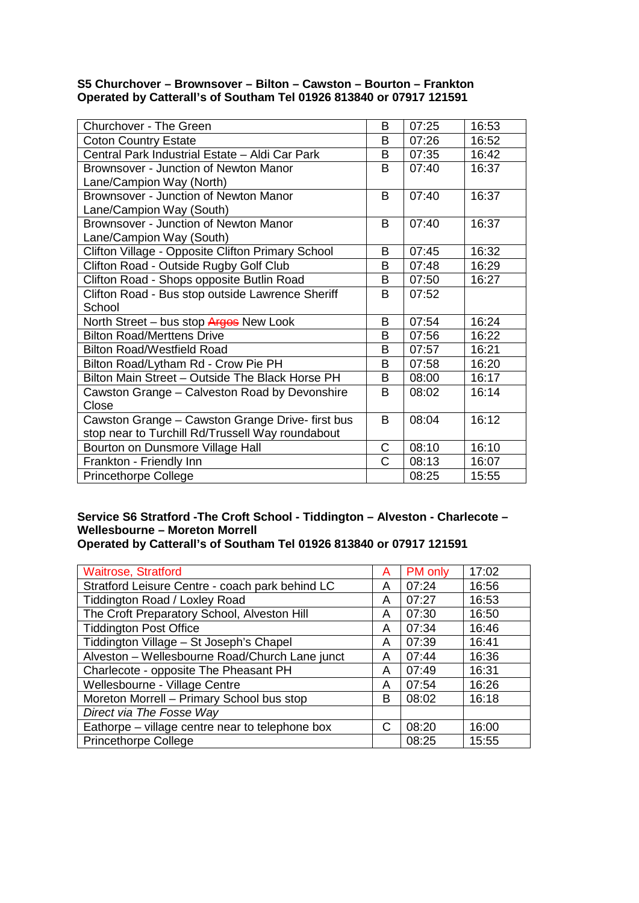**S5 Churchover – Brownsover – Bilton – Cawston – Bourton – Frankton**
**Operated by Catterall's of Southam Tel 01926 813840 or 07917 121591**

| Stop | | AM | PM |
|---|---|---|---|
| Churchover - The Green | B | 07:25 | 16:53 |
| Coton Country Estate | B | 07:26 | 16:52 |
| Central Park Industrial Estate – Aldi Car Park | B | 07:35 | 16:42 |
| Brownsover - Junction of Newton Manor Lane/Campion Way (North) | B | 07:40 | 16:37 |
| Brownsover - Junction of Newton Manor Lane/Campion Way (South) | B | 07:40 | 16:37 |
| Brownsover - Junction of Newton Manor Lane/Campion Way (South) | B | 07:40 | 16:37 |
| Clifton Village - Opposite Clifton Primary School | B | 07:45 | 16:32 |
| Clifton Road - Outside Rugby Golf Club | B | 07:48 | 16:29 |
| Clifton Road - Shops opposite Butlin Road | B | 07:50 | 16:27 |
| Clifton Road - Bus stop outside Lawrence Sheriff School | B | 07:52 | |
| North Street – bus stop ~~Argos~~ New Look | B | 07:54 | 16:24 |
| Bilton Road/Merttens Drive | B | 07:56 | 16:22 |
| Bilton Road/Westfield Road | B | 07:57 | 16:21 |
| Bilton Road/Lytham Rd - Crow Pie PH | B | 07:58 | 16:20 |
| Bilton Main Street – Outside The Black Horse PH | B | 08:00 | 16:17 |
| Cawston Grange – Calveston Road by Devonshire Close | B | 08:02 | 16:14 |
| Cawston Grange – Cawston Grange Drive- first bus stop near to Turchill Rd/Trussell Way roundabout | B | 08:04 | 16:12 |
| Bourton on Dunsmore Village Hall | C | 08:10 | 16:10 |
| Frankton - Friendly Inn | C | 08:13 | 16:07 |
| Princethorpe College | | 08:25 | 15:55 |

**Service S6 Stratford -The Croft School - Tiddington – Alveston - Charlecote – Wellesbourne – Moreton Morrell**
**Operated by Catterall's of Southam Tel 01926 813840 or 07917 121591**

| Stop | | AM | PM |
|---|---|---|---|
| Waitrose, Stratford | A | PM only | 17:02 |
| Stratford Leisure Centre - coach park behind LC | A | 07:24 | 16:56 |
| Tiddington Road / Loxley Road | A | 07:27 | 16:53 |
| The Croft Preparatory School, Alveston Hill | A | 07:30 | 16:50 |
| Tiddington Post Office | A | 07:34 | 16:46 |
| Tiddington Village – St Joseph's Chapel | A | 07:39 | 16:41 |
| Alveston – Wellesbourne Road/Church Lane junct | A | 07:44 | 16:36 |
| Charlecote - opposite The Pheasant PH | A | 07:49 | 16:31 |
| Wellesbourne - Village Centre | A | 07:54 | 16:26 |
| Moreton Morrell – Primary School bus stop | B | 08:02 | 16:18 |
| *Direct via The Fosse Way* | | | |
| Eathorpe – village centre near to telephone box | C | 08:20 | 16:00 |
| Princethorpe College | | 08:25 | 15:55 |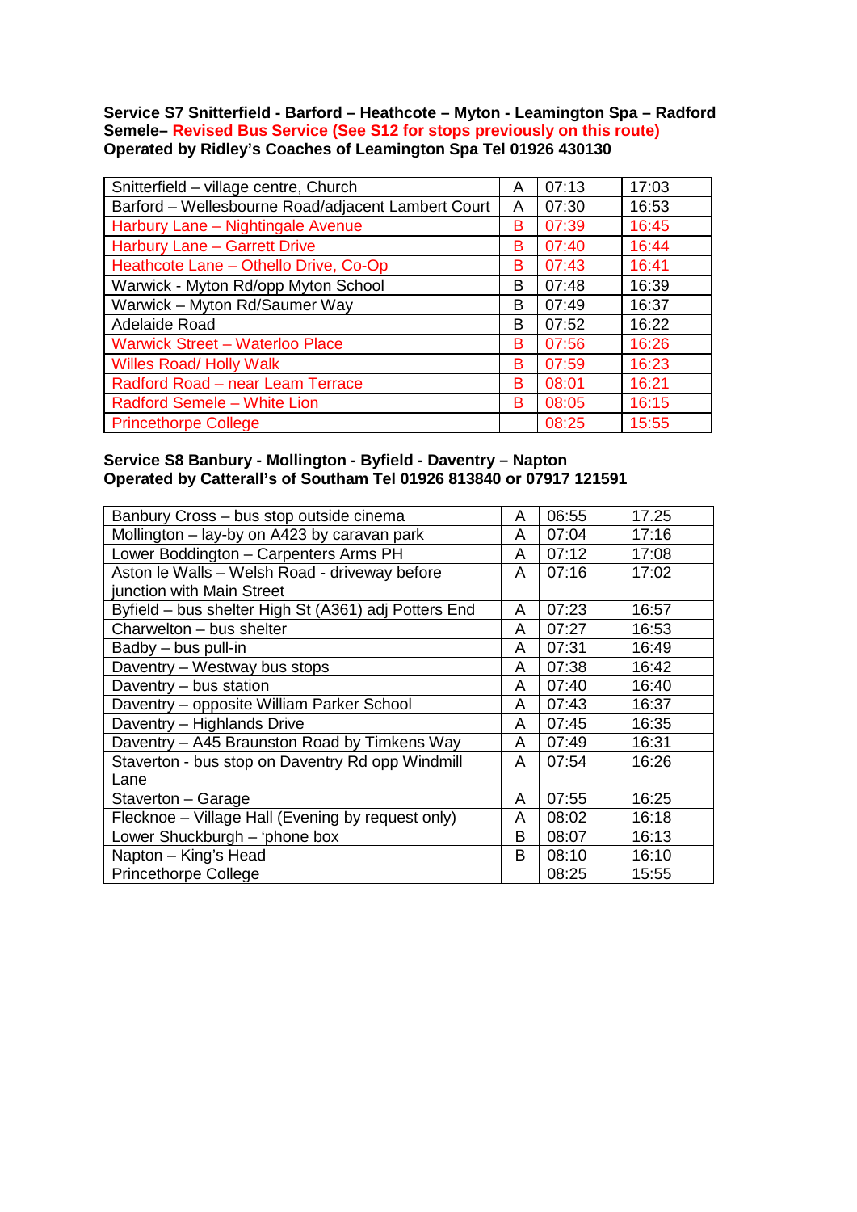**Service S7 Snitterfield - Barford – Heathcote – Myton - Leamington Spa – Radford Semele– Revised Bus Service (See S12 for stops previously on this route)**
**Operated by Ridley's Coaches of Leamington Spa Tel 01926 430130**

| | | | |
|---|---|---|---|
| Snitterfield – village centre, Church | A | 07:13 | 17:03 |
| Barford – Wellesbourne Road/adjacent Lambert Court | A | 07:30 | 16:53 |
| Harbury Lane – Nightingale Avenue | B | 07:39 | 16:45 |
| Harbury Lane – Garrett Drive | B | 07:40 | 16:44 |
| Heathcote Lane – Othello Drive, Co-Op | B | 07:43 | 16:41 |
| Warwick - Myton Rd/opp Myton School | B | 07:48 | 16:39 |
| Warwick – Myton Rd/Saumer Way | B | 07:49 | 16:37 |
| Adelaide Road | B | 07:52 | 16:22 |
| Warwick Street – Waterloo Place | B | 07:56 | 16:26 |
| Willes Road/ Holly Walk | B | 07:59 | 16:23 |
| Radford Road – near Leam Terrace | B | 08:01 | 16:21 |
| Radford Semele – White Lion | B | 08:05 | 16:15 |
| Princethorpe College | | 08:25 | 15:55 |

**Service S8 Banbury - Mollington - Byfield - Daventry – Napton**
**Operated by Catterall's of Southam Tel 01926 813840 or 07917 121591**

| | | | |
|---|---|---|---|
| Banbury Cross – bus stop outside cinema | A | 06:55 | 17.25 |
| Mollington – lay-by on A423 by caravan park | A | 07:04 | 17:16 |
| Lower Boddington – Carpenters Arms PH | A | 07:12 | 17:08 |
| Aston le Walls – Welsh Road - driveway before junction with Main Street | A | 07:16 | 17:02 |
| Byfield – bus shelter High St (A361) adj Potters End | A | 07:23 | 16:57 |
| Charwelton – bus shelter | A | 07:27 | 16:53 |
| Badby – bus pull-in | A | 07:31 | 16:49 |
| Daventry – Westway bus stops | A | 07:38 | 16:42 |
| Daventry – bus station | A | 07:40 | 16:40 |
| Daventry – opposite William Parker School | A | 07:43 | 16:37 |
| Daventry – Highlands Drive | A | 07:45 | 16:35 |
| Daventry – A45 Braunston Road by Timkens Way | A | 07:49 | 16:31 |
| Staverton - bus stop on Daventry Rd opp Windmill Lane | A | 07:54 | 16:26 |
| Staverton – Garage | A | 07:55 | 16:25 |
| Flecknoe – Village Hall (Evening by request only) | A | 08:02 | 16:18 |
| Lower Shuckburgh – 'phone box | B | 08:07 | 16:13 |
| Napton – King's Head | B | 08:10 | 16:10 |
| Princethorpe College | | 08:25 | 15:55 |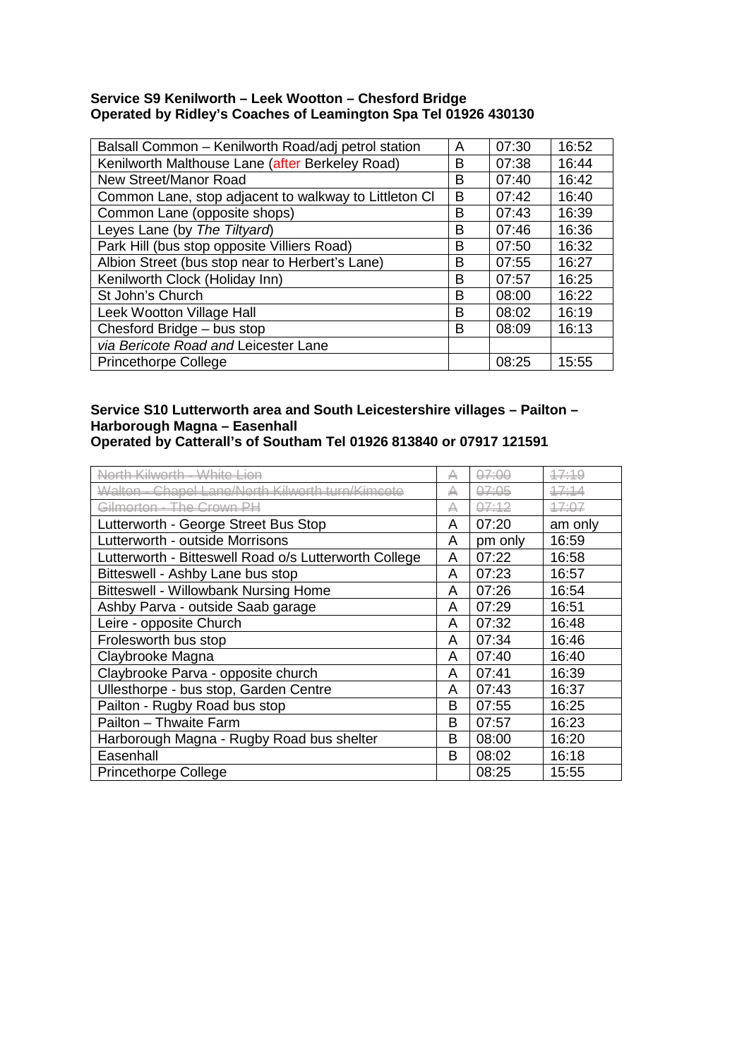**Service S9 Kenilworth – Leek Wootton – Chesford Bridge**
**Operated by Ridley's Coaches of Leamington Spa Tel 01926 430130**

| | | | |
|---|---|---|---|
| Balsall Common – Kenilworth Road/adj petrol station | A | 07:30 | 16:52 |
| Kenilworth Malthouse Lane (after Berkeley Road) | B | 07:38 | 16:44 |
| New Street/Manor Road | B | 07:40 | 16:42 |
| Common Lane, stop adjacent to walkway to Littleton Cl | B | 07:42 | 16:40 |
| Common Lane (opposite shops) | B | 07:43 | 16:39 |
| Leyes Lane (by *The Tiltyard*) | B | 07:46 | 16:36 |
| Park Hill (bus stop opposite Villiers Road) | B | 07:50 | 16:32 |
| Albion Street (bus stop near to Herbert's Lane) | B | 07:55 | 16:27 |
| Kenilworth Clock (Holiday Inn) | B | 07:57 | 16:25 |
| St John's Church | B | 08:00 | 16:22 |
| Leek Wootton Village Hall | B | 08:02 | 16:19 |
| Chesford Bridge – bus stop | B | 08:09 | 16:13 |
| *via Bericote Road and* Leicester Lane | | | |
| Princethorpe College | | 08:25 | 15:55 |

**Service S10 Lutterworth area and South Leicestershire villages – Pailton – Harborough Magna – Easenhall**
**Operated by Catterall's of Southam Tel 01926 813840 or 07917 121591**

| | | | |
|---|---|---|---|
| ~~North Kilworth - White Lion~~ | ~~A~~ | ~~07:00~~ | ~~17:19~~ |
| ~~Walton - Chapel Lane/North Kilworth turn/Kimcote~~ | ~~A~~ | ~~07:05~~ | ~~17:14~~ |
| ~~Gilmorton - The Crown PH~~ | ~~A~~ | ~~07:12~~ | ~~17:07~~ |
| Lutterworth - George Street Bus Stop | A | 07:20 | am only |
| Lutterworth - outside Morrisons | A | pm only | 16:59 |
| Lutterworth - Bitteswell Road o/s Lutterworth College | A | 07:22 | 16:58 |
| Bitteswell - Ashby Lane bus stop | A | 07:23 | 16:57 |
| Bitteswell - Willowbank Nursing Home | A | 07:26 | 16:54 |
| Ashby Parva - outside Saab garage | A | 07:29 | 16:51 |
| Leire - opposite Church | A | 07:32 | 16:48 |
| Frolesworth bus stop | A | 07:34 | 16:46 |
| Claybrooke Magna | A | 07:40 | 16:40 |
| Claybrooke Parva - opposite church | A | 07:41 | 16:39 |
| Ullesthorpe - bus stop, Garden Centre | A | 07:43 | 16:37 |
| Pailton - Rugby Road bus stop | B | 07:55 | 16:25 |
| Pailton – Thwaite Farm | B | 07:57 | 16:23 |
| Harborough Magna - Rugby Road bus shelter | B | 08:00 | 16:20 |
| Easenhall | B | 08:02 | 16:18 |
| Princethorpe College | | 08:25 | 15:55 |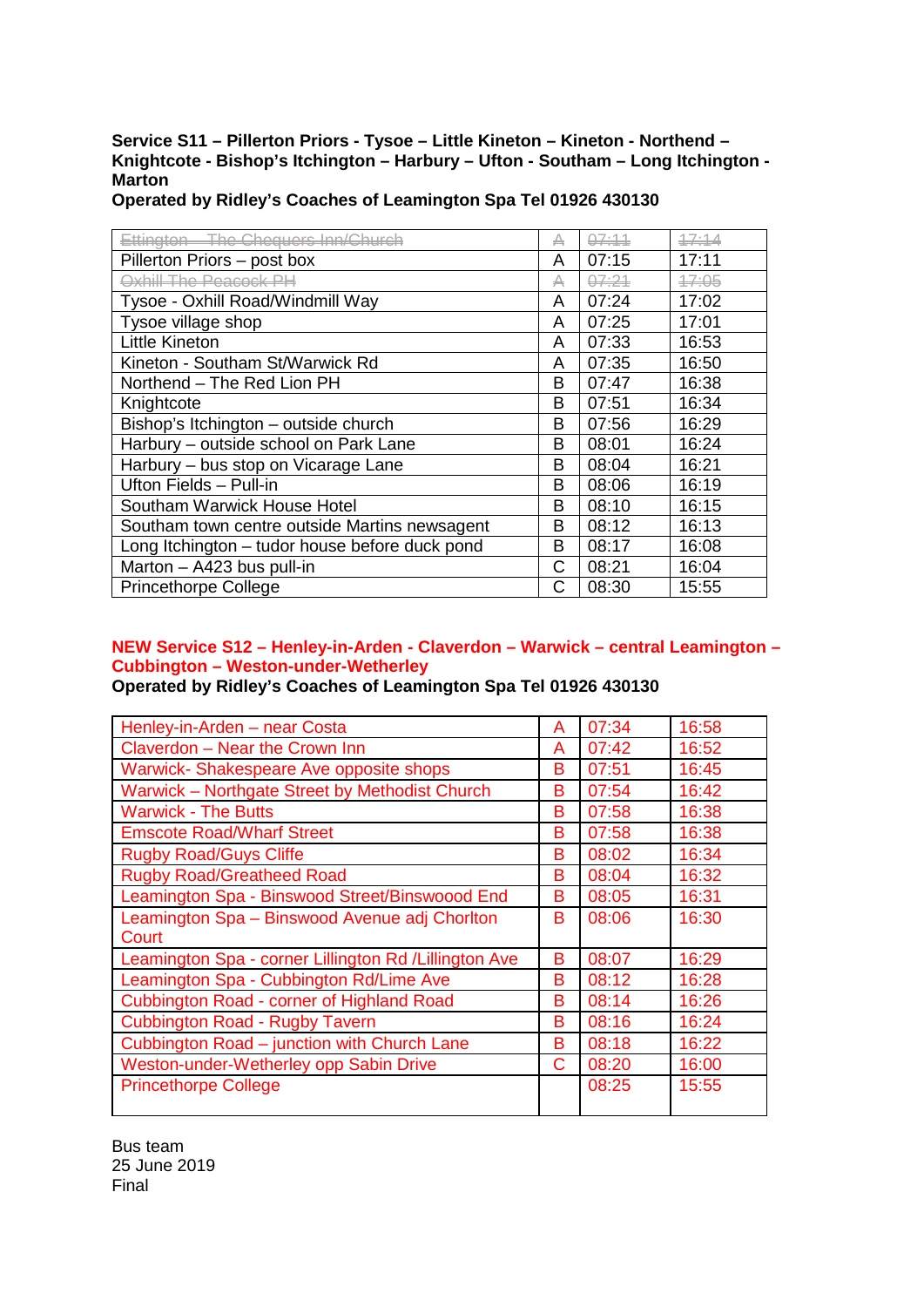**Service S11 – Pillerton Priors - Tysoe – Little Kineton – Kineton - Northend – Knightcote - Bishop's Itchington – Harbury – Ufton - Southam – Long Itchington - Marton**
**Operated by Ridley's Coaches of Leamington Spa Tel 01926 430130**

| | | | |
|---|---|---|---|
| ~~Ettington – The Chequers Inn/Church~~ | ~~A~~ | ~~07:11~~ | ~~17:14~~ |
| Pillerton Priors – post box | A | 07:15 | 17:11 |
| ~~Oxhill The Peacock PH~~ | ~~A~~ | ~~07:21~~ | ~~17:05~~ |
| Tysoe - Oxhill Road/Windmill Way | A | 07:24 | 17:02 |
| Tysoe village shop | A | 07:25 | 17:01 |
| Little Kineton | A | 07:33 | 16:53 |
| Kineton - Southam St/Warwick Rd | A | 07:35 | 16:50 |
| Northend – The Red Lion PH | B | 07:47 | 16:38 |
| Knightcote | B | 07:51 | 16:34 |
| Bishop's Itchington – outside church | B | 07:56 | 16:29 |
| Harbury – outside school on Park Lane | B | 08:01 | 16:24 |
| Harbury – bus stop on Vicarage Lane | B | 08:04 | 16:21 |
| Ufton Fields – Pull-in | B | 08:06 | 16:19 |
| Southam Warwick House Hotel | B | 08:10 | 16:15 |
| Southam town centre outside Martins newsagent | B | 08:12 | 16:13 |
| Long Itchington – tudor house before duck pond | B | 08:17 | 16:08 |
| Marton – A423 bus pull-in | C | 08:21 | 16:04 |
| Princethorpe College | C | 08:30 | 15:55 |

**NEW Service S12 – Henley-in-Arden - Claverdon – Warwick – central Leamington – Cubbington – Weston-under-Wetherley**
**Operated by Ridley's Coaches of Leamington Spa Tel 01926 430130**

| | | | |
|---|---|---|---|
| Henley-in-Arden – near Costa | A | 07:34 | 16:58 |
| Claverdon – Near the Crown Inn | A | 07:42 | 16:52 |
| Warwick- Shakespeare Ave opposite shops | B | 07:51 | 16:45 |
| Warwick – Northgate Street by Methodist Church | B | 07:54 | 16:42 |
| Warwick - The Butts | B | 07:58 | 16:38 |
| Emscote Road/Wharf Street | B | 07:58 | 16:38 |
| Rugby Road/Guys Cliffe | B | 08:02 | 16:34 |
| Rugby Road/Greatheed Road | B | 08:04 | 16:32 |
| Leamington Spa - Binswood Street/Binswoood End | B | 08:05 | 16:31 |
| Leamington Spa – Binswood Avenue adj Chorlton Court | B | 08:06 | 16:30 |
| Leamington Spa - corner Lillington Rd /Lillington Ave | B | 08:07 | 16:29 |
| Leamington Spa - Cubbington Rd/Lime Ave | B | 08:12 | 16:28 |
| Cubbington Road - corner of Highland Road | B | 08:14 | 16:26 |
| Cubbington Road - Rugby Tavern | B | 08:16 | 16:24 |
| Cubbington Road – junction with Church Lane | B | 08:18 | 16:22 |
| Weston-under-Wetherley opp Sabin Drive | C | 08:20 | 16:00 |
| Princethorpe College | | 08:25 | 15:55 |

Bus team
25 June 2019
Final